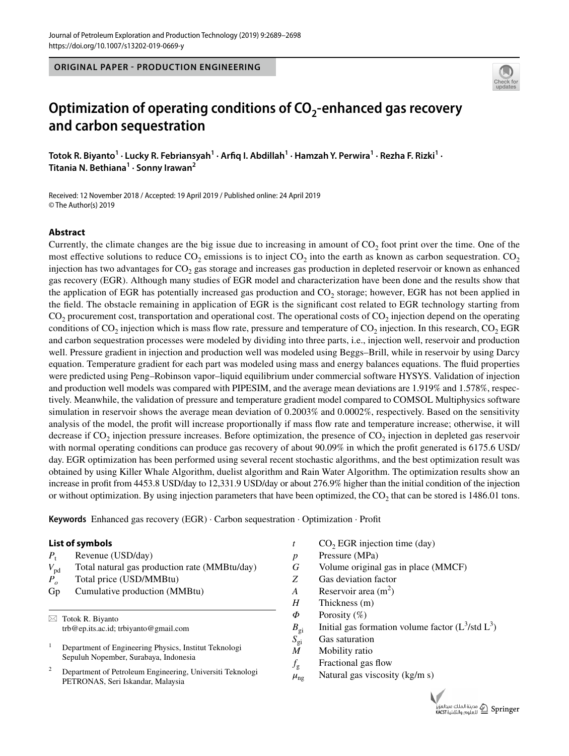ORIGINAL PAPER - PRODUCTION ENGINEERING

# Optimization of operating conditions of $CO_2$-enhanced gas recovery and carbon sequestration

**Totok R. Biyanto[1] · Lucky R. Febriansyah[1] · Arfiq I. Abdillah[1] · Hamzah Y. Perwira[1] · Rezha F. Rizki[1] · Titania N. Bethiana[1] · Sonny Irawan[2]**

Received: 12 November 2018 / Accepted: 19 April 2019 / Published online: 24 April 2019
© The Author(s) 2019

## Abstract

Currently, the climate changes are the big issue due to increasing in amount of $CO_2$ foot print over the time. One of the most effective solutions to reduce $CO_2$ emissions is to inject $CO_2$ into the earth as known as carbon sequestration. $CO_2$ injection has two advantages for $CO_2$ gas storage and increases gas production in depleted reservoir or known as enhanced gas recovery (EGR). Although many studies of EGR model and characterization have been done and the results show that the application of EGR has potentially increased gas production and $CO_2$ storage; however, EGR has not been applied in the field. The obstacle remaining in application of EGR is the significant cost related to EGR technology starting from $CO_2$ procurement cost, transportation and operational cost. The operational costs of $CO_2$ injection depend on the operating conditions of $CO_2$ injection which is mass flow rate, pressure and temperature of $CO_2$ injection. In this research, $CO_2$ EGR and carbon sequestration processes were modeled by dividing into three parts, i.e., injection well, reservoir and production well. Pressure gradient in injection and production well was modeled using Beggs–Brill, while in reservoir by using Darcy equation. Temperature gradient for each part was modeled using mass and energy balances equations. The fluid properties were predicted using Peng–Robinson vapor–liquid equilibrium under commercial software HYSYS. Validation of injection and production well models was compared with PIPESIM, and the average mean deviations are 1.919% and 1.578%, respectively. Meanwhile, the validation of pressure and temperature gradient model compared to COMSOL Multiphysics software simulation in reservoir shows the average mean deviation of 0.2003% and 0.0002%, respectively. Based on the sensitivity analysis of the model, the profit will increase proportionally if mass flow rate and temperature increase; otherwise, it will decrease if $CO_2$ injection pressure increases. Before optimization, the presence of $CO_2$ injection in depleted gas reservoir with normal operating conditions can produce gas recovery of about 90.09% in which the profit generated is 6175.6 USD/day. EGR optimization has been performed using several recent stochastic algorithms, and the best optimization result was obtained by using Killer Whale Algorithm, duelist algorithm and Rain Water Algorithm. The optimization results show an increase in profit from 4453.8 USD/day to 12,331.9 USD/day or about 276.9% higher than the initial condition of the injection or without optimization. By using injection parameters that have been optimized, the $CO_2$ that can be stored is 1486.01 tons.

**Keywords** Enhanced gas recovery (EGR) · Carbon sequestration · Optimization · Profit

### List of symbols

| | |
|---|---|
| $P_t$ | Revenue (USD/day) |
| $V_{pd}$ | Total natural gas production rate (MMBtu/day) |
| $P_o$ | Total price (USD/MMBtu) |
| Gp | Cumulative production (MMBtu) |
| $t$ | $CO_2$ EGR injection time (day) |
| $p$ | Pressure (MPa) |
| $G$ | Volume original gas in place (MMCF) |
| $Z$ | Gas deviation factor |
| $A$ | Reservoir area ($m^2$) |
| $H$ | Thickness (m) |
| $\Phi$ | Porosity (%) |
| $B_{gi}$ | Initial gas formation volume factor ($L^3$/std $L^3$) |
| $S_{gi}$ | Gas saturation |
| $M$ | Mobility ratio |
| $f_g$ | Fractional gas flow |
| $\mu_{ng}$ | Natural gas viscosity (kg/m s) |

✉ Totok R. Biyanto
trb@ep.its.ac.id; trbiyanto@gmail.com

[1] Department of Engineering Physics, Institut Teknologi Sepuluh Nopember, Surabaya, Indonesia

[2] Department of Petroleum Engineering, Universiti Teknologi PETRONAS, Seri Iskandar, Malaysia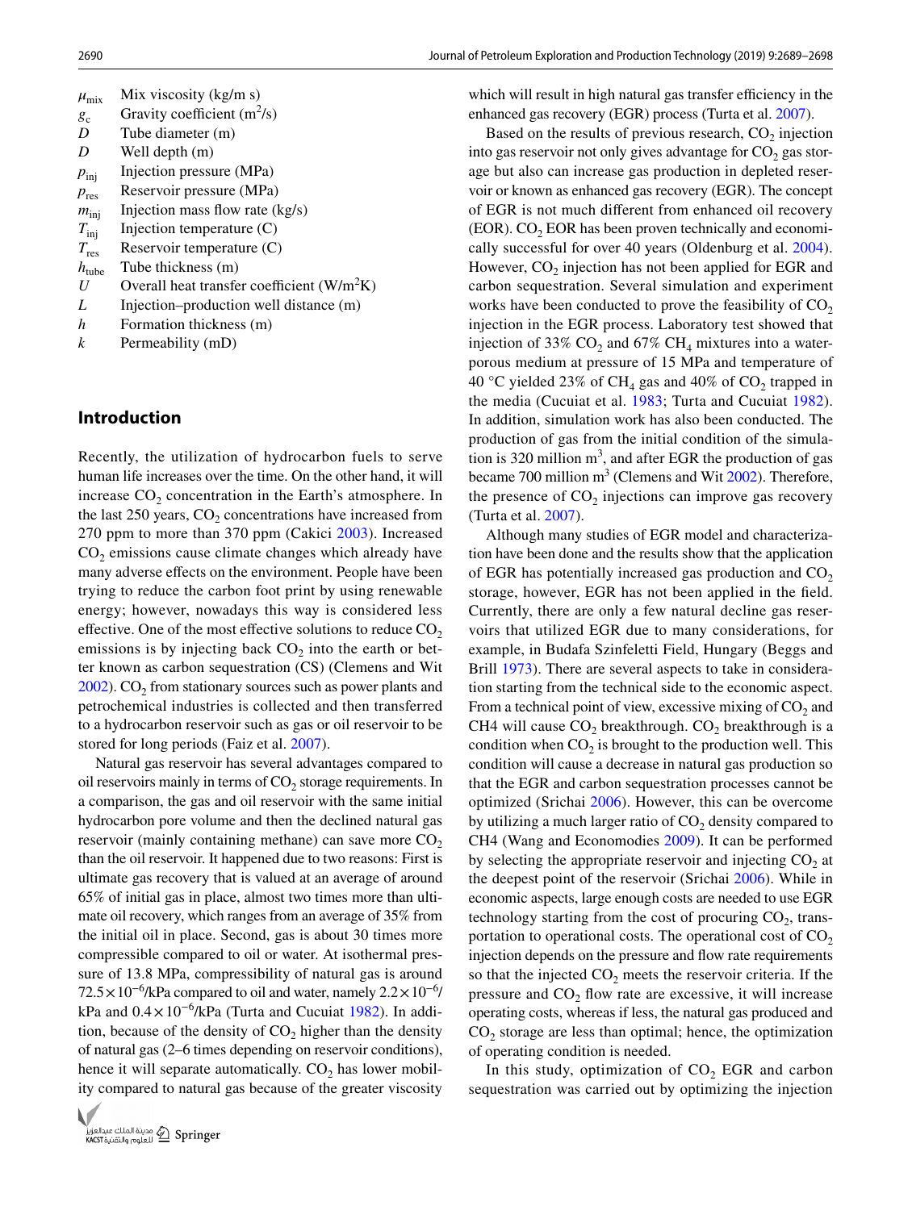| | |
|---|---|
| $\mu_{mix}$ | Mix viscosity (kg/m s) |
| $g_c$ | Gravity coefficient ($m^2$/s) |
| $D$ | Tube diameter (m) |
| $D$ | Well depth (m) |
| $p_{inj}$ | Injection pressure (MPa) |
| $p_{res}$ | Reservoir pressure (MPa) |
| $m_{inj}$ | Injection mass flow rate (kg/s) |
| $T_{inj}$ | Injection temperature (C) |
| $T_{res}$ | Reservoir temperature (C) |
| $h_{tube}$ | Tube thickness (m) |
| $U$ | Overall heat transfer coefficient (W/$m^2$K) |
| $L$ | Injection–production well distance (m) |
| $h$ | Formation thickness (m) |
| $k$ | Permeability (mD) |

## Introduction

Recently, the utilization of hydrocarbon fuels to serve human life increases over the time. On the other hand, it will increase $CO_2$ concentration in the Earth's atmosphere. In the last 250 years, $CO_2$ concentrations have increased from 270 ppm to more than 370 ppm (Cakici 2003). Increased $CO_2$ emissions cause climate changes which already have many adverse effects on the environment. People have been trying to reduce the carbon foot print by using renewable energy; however, nowadays this way is considered less effective. One of the most effective solutions to reduce $CO_2$ emissions is by injecting back $CO_2$ into the earth or better known as carbon sequestration (CS) (Clemens and Wit 2002). $CO_2$ from stationary sources such as power plants and petrochemical industries is collected and then transferred to a hydrocarbon reservoir such as gas or oil reservoir to be stored for long periods (Faiz et al. 2007).

Natural gas reservoir has several advantages compared to oil reservoirs mainly in terms of $CO_2$ storage requirements. In a comparison, the gas and oil reservoir with the same initial hydrocarbon pore volume and then the declined natural gas reservoir (mainly containing methane) can save more $CO_2$ than the oil reservoir. It happened due to two reasons: First is ultimate gas recovery that is valued at an average of around 65% of initial gas in place, almost two times more than ultimate oil recovery, which ranges from an average of 35% from the initial oil in place. Second, gas is about 30 times more compressible compared to oil or water. At isothermal pressure of 13.8 MPa, compressibility of natural gas is around $72.5\times10^{-6}$/kPa compared to oil and water, namely $2.2\times10^{-6}$/kPa and $0.4\times10^{-6}$/kPa (Turta and Cucuiat 1982). In addition, because of the density of $CO_2$ higher than the density of natural gas (2–6 times depending on reservoir conditions), hence it will separate automatically. $CO_2$ has lower mobility compared to natural gas because of the greater viscosity which will result in high natural gas transfer efficiency in the enhanced gas recovery (EGR) process (Turta et al. 2007).

Based on the results of previous research, $CO_2$ injection into gas reservoir not only gives advantage for $CO_2$ gas storage but also can increase gas production in depleted reservoir or known as enhanced gas recovery (EGR). The concept of EGR is not much different from enhanced oil recovery (EOR). $CO_2$ EOR has been proven technically and economically successful for over 40 years (Oldenburg et al. 2004). However, $CO_2$ injection has not been applied for EGR and carbon sequestration. Several simulation and experiment works have been conducted to prove the feasibility of $CO_2$ injection in the EGR process. Laboratory test showed that injection of 33% $CO_2$ and 67% $CH_4$ mixtures into a water-porous medium at pressure of 15 MPa and temperature of 40 °C yielded 23% of $CH_4$ gas and 40% of $CO_2$ trapped in the media (Cucuiat et al. 1983; Turta and Cucuiat 1982). In addition, simulation work has also been conducted. The production of gas from the initial condition of the simulation is 320 million $m^3$, and after EGR the production of gas became 700 million $m^3$ (Clemens and Wit 2002). Therefore, the presence of $CO_2$ injections can improve gas recovery (Turta et al. 2007).

Although many studies of EGR model and characterization have been done and the results show that the application of EGR has potentially increased gas production and $CO_2$ storage, however, EGR has not been applied in the field. Currently, there are only a few natural decline gas reservoirs that utilized EGR due to many considerations, for example, in Budafa Szinfeletti Field, Hungary (Beggs and Brill 1973). There are several aspects to take in consideration starting from the technical side to the economic aspect. From a technical point of view, excessive mixing of $CO_2$ and CH4 will cause $CO_2$ breakthrough. $CO_2$ breakthrough is a condition when $CO_2$ is brought to the production well. This condition will cause a decrease in natural gas production so that the EGR and carbon sequestration processes cannot be optimized (Srichai 2006). However, this can be overcome by utilizing a much larger ratio of $CO_2$ density compared to CH4 (Wang and Economodies 2009). It can be performed by selecting the appropriate reservoir and injecting $CO_2$ at the deepest point of the reservoir (Srichai 2006). While in economic aspects, large enough costs are needed to use EGR technology starting from the cost of procuring $CO_2$, transportation to operational costs. The operational cost of $CO_2$ injection depends on the pressure and flow rate requirements so that the injected $CO_2$ meets the reservoir criteria. If the pressure and $CO_2$ flow rate are excessive, it will increase operating costs, whereas if less, the natural gas produced and $CO_2$ storage are less than optimal; hence, the optimization of operating condition is needed.

In this study, optimization of $CO_2$ EGR and carbon sequestration was carried out by optimizing the injection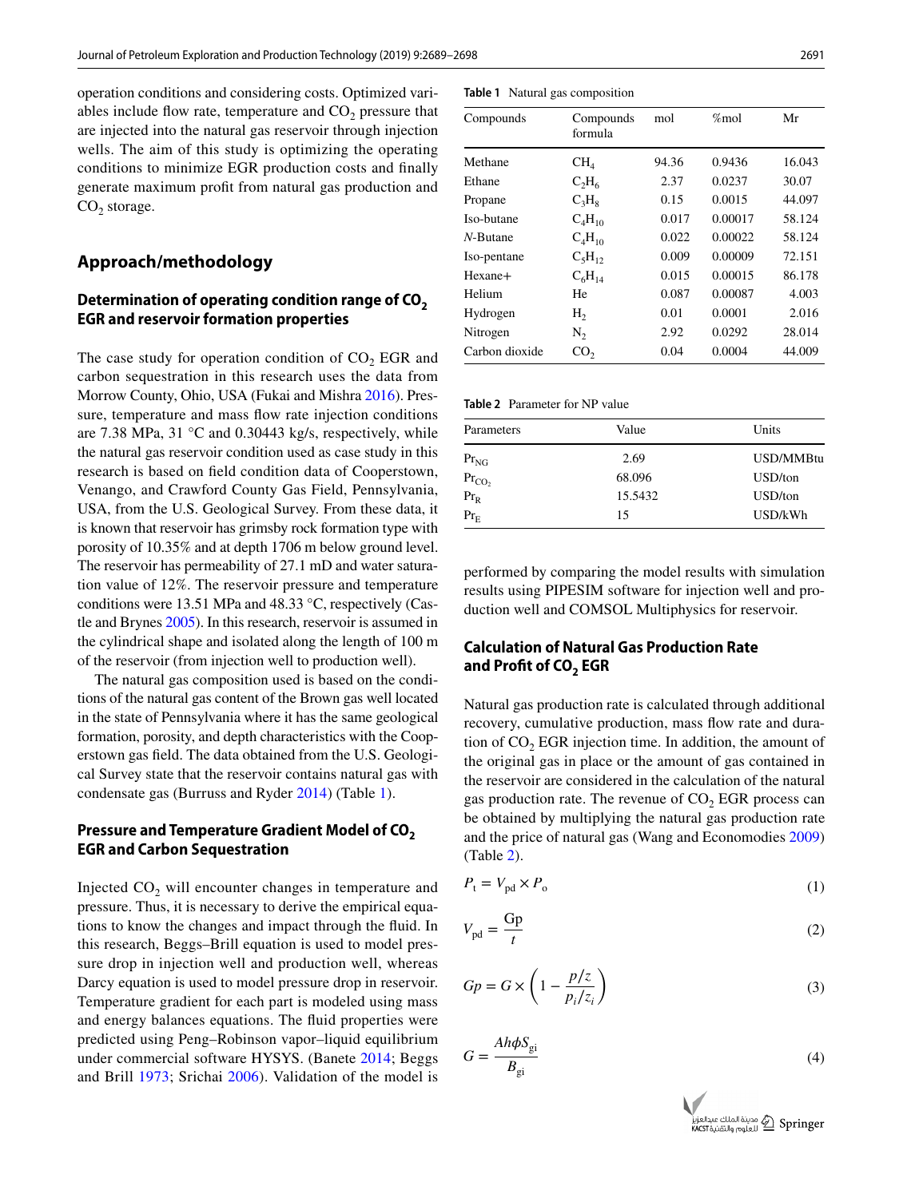operation conditions and considering costs. Optimized variables include flow rate, temperature and $CO_2$ pressure that are injected into the natural gas reservoir through injection wells. The aim of this study is optimizing the operating conditions to minimize EGR production costs and finally generate maximum profit from natural gas production and $CO_2$ storage.

## Approach/methodology

### Determination of operating condition range of $CO_2$ EGR and reservoir formation properties

The case study for operation condition of $CO_2$ EGR and carbon sequestration in this research uses the data from Morrow County, Ohio, USA (Fukai and Mishra 2016). Pressure, temperature and mass flow rate injection conditions are 7.38 MPa, 31 °C and 0.30443 kg/s, respectively, while the natural gas reservoir condition used as case study in this research is based on field condition data of Cooperstown, Venango, and Crawford County Gas Field, Pennsylvania, USA, from the U.S. Geological Survey. From these data, it is known that reservoir has grimsby rock formation type with porosity of 10.35% and at depth 1706 m below ground level. The reservoir has permeability of 27.1 mD and water saturation value of 12%. The reservoir pressure and temperature conditions were 13.51 MPa and 48.33 °C, respectively (Castle and Brynes 2005). In this research, reservoir is assumed in the cylindrical shape and isolated along the length of 100 m of the reservoir (from injection well to production well).

The natural gas composition used is based on the conditions of the natural gas content of the Brown gas well located in the state of Pennsylvania where it has the same geological formation, porosity, and depth characteristics with the Cooperstown gas field. The data obtained from the U.S. Geological Survey state that the reservoir contains natural gas with condensate gas (Burruss and Ryder 2014) (Table 1).

**Table 1** Natural gas composition

| Compounds | Compounds formula | mol | %mol | Mr |
|---|---|---|---|---|
| Methane | $CH_4$ | 94.36 | 0.9436 | 16.043 |
| Ethane | $C_2H_6$ | 2.37 | 0.0237 | 30.07 |
| Propane | $C_3H_8$ | 0.15 | 0.0015 | 44.097 |
| Iso-butane | $C_4H_{10}$ | 0.017 | 0.00017 | 58.124 |
| *N*-Butane | $C_4H_{10}$ | 0.022 | 0.00022 | 58.124 |
| Iso-pentane | $C_5H_{12}$ | 0.009 | 0.00009 | 72.151 |
| Hexane+ | $C_6H_{14}$ | 0.015 | 0.00015 | 86.178 |
| Helium | He | 0.087 | 0.00087 | 4.003 |
| Hydrogen | $H_2$ | 0.01 | 0.0001 | 2.016 |
| Nitrogen | $N_2$ | 2.92 | 0.0292 | 28.014 |
| Carbon dioxide | $CO_2$ | 0.04 | 0.0004 | 44.009 |

### Pressure and Temperature Gradient Model of $CO_2$ EGR and Carbon Sequestration

Injected $CO_2$ will encounter changes in temperature and pressure. Thus, it is necessary to derive the empirical equations to know the changes and impact through the fluid. In this research, Beggs–Brill equation is used to model pressure drop in injection well and production well, whereas Darcy equation is used to model pressure drop in reservoir. Temperature gradient for each part is modeled using mass and energy balances equations. The fluid properties were predicted using Peng–Robinson vapor–liquid equilibrium under commercial software HYSYS. (Banete 2014; Beggs and Brill 1973; Srichai 2006). Validation of the model is performed by comparing the model results with simulation results using PIPESIM software for injection well and production well and COMSOL Multiphysics for reservoir.

**Table 2** Parameter for NP value

| Parameters | Value | Units |
|---|---|---|
| $Pr_{NG}$ | 2.69 | USD/MMBtu |
| $Pr_{CO_2}$ | 68.096 | USD/ton |
| $Pr_R$ | 15.5432 | USD/ton |
| $Pr_E$ | 15 | USD/kWh |

### Calculation of Natural Gas Production Rate and Profit of $CO_2$ EGR

Natural gas production rate is calculated through additional recovery, cumulative production, mass flow rate and duration of $CO_2$ EGR injection time. In addition, the amount of the original gas in place or the amount of gas contained in the reservoir are considered in the calculation of the natural gas production rate. The revenue of $CO_2$ EGR process can be obtained by multiplying the natural gas production rate and the price of natural gas (Wang and Economodies 2009) (Table 2).

$$P_t = V_{pd} \times P_o \tag{1}$$

$$V_{pd} = \frac{Gp}{t} \tag{2}$$

$$Gp = G \times \left(1 - \frac{p/z}{p_i/z_i}\right) \tag{3}$$

$$G = \frac{Ah\phi S_{gi}}{B_{gi}} \tag{4}$$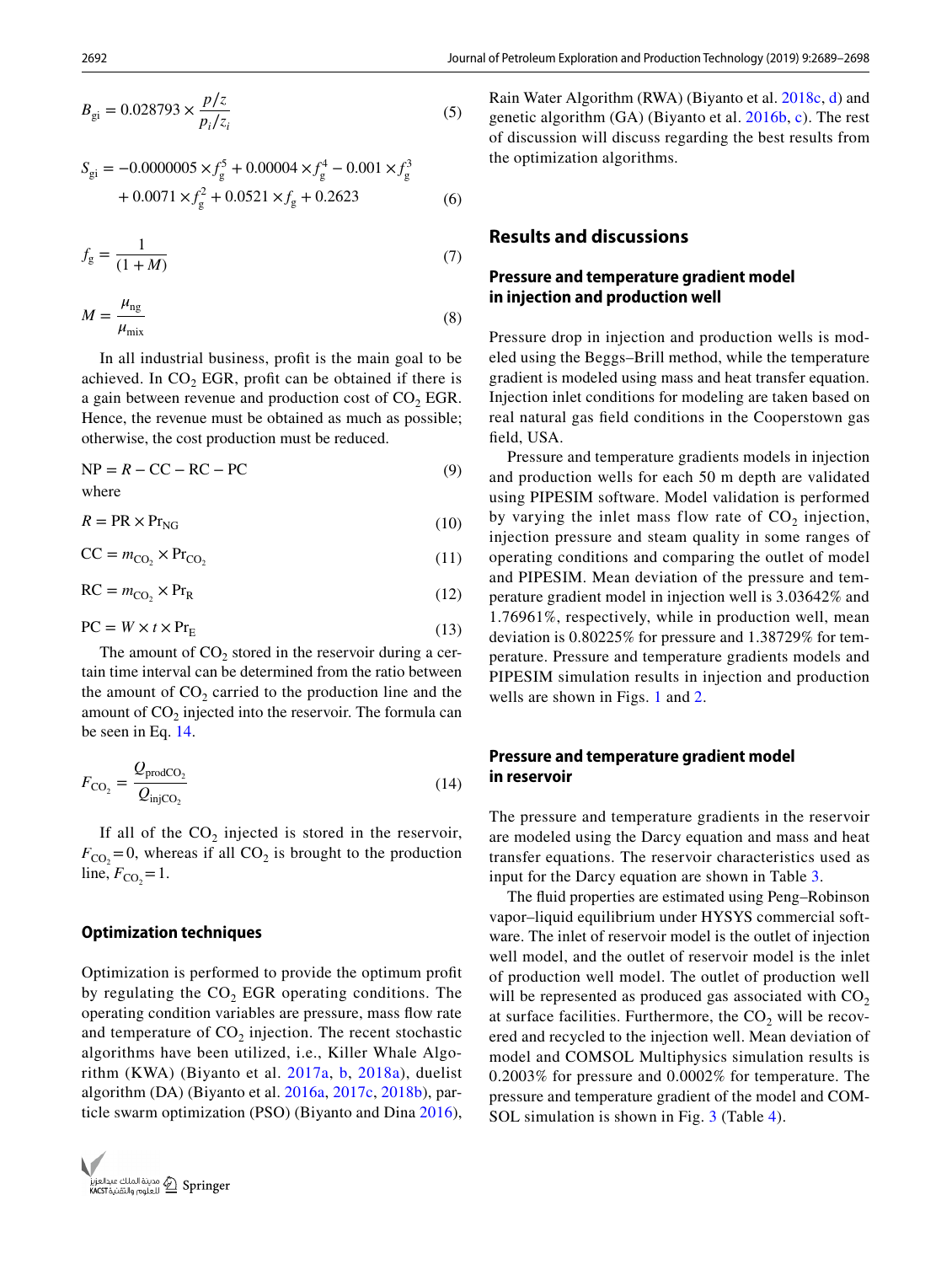$$B_{gi} = 0.028793 \times \frac{p/z}{p_i/z_i} \tag{5}$$

$$S_{gi} = -0.0000005 \times f_g^5 + 0.00004 \times f_g^4 - 0.001 \times f_g^3 + 0.0071 \times f_g^2 + 0.0521 \times f_g + 0.2623 \tag{6}$$

$$f_g = \frac{1}{(1+M)} \tag{7}$$

$$M = \frac{\mu_{ng}}{\mu_{mix}} \tag{8}$$

In all industrial business, profit is the main goal to be achieved. In $CO_2$ EGR, profit can be obtained if there is a gain between revenue and production cost of $CO_2$ EGR. Hence, the revenue must be obtained as much as possible; otherwise, the cost production must be reduced.

$$\text{NP} = R - \text{CC} - \text{RC} - \text{PC} \tag{9}$$

where

$$R = \text{PR} \times \text{Pr}_{NG} \tag{10}$$

$$\text{CC} = m_{CO_2} \times \text{Pr}_{CO_2} \tag{11}$$

$$\text{RC} = m_{CO_2} \times \text{Pr}_R \tag{12}$$

$$\text{PC} = W \times t \times \text{Pr}_E \tag{13}$$

The amount of $CO_2$ stored in the reservoir during a certain time interval can be determined from the ratio between the amount of $CO_2$ carried to the production line and the amount of $CO_2$ injected into the reservoir. The formula can be seen in Eq. 14.

$$F_{CO_2} = \frac{Q_{prodCO_2}}{Q_{injCO_2}} \tag{14}$$

If all of the $CO_2$ injected is stored in the reservoir, $F_{CO_2} = 0$, whereas if all $CO_2$ is brought to the production line, $F_{CO_2} = 1$.

### Optimization techniques

Optimization is performed to provide the optimum profit by regulating the $CO_2$ EGR operating conditions. The operating condition variables are pressure, mass flow rate and temperature of $CO_2$ injection. The recent stochastic algorithms have been utilized, i.e., Killer Whale Algorithm (KWA) (Biyanto et al. 2017a, b, 2018a), duelist algorithm (DA) (Biyanto et al. 2016a, 2017c, 2018b), particle swarm optimization (PSO) (Biyanto and Dina 2016), Rain Water Algorithm (RWA) (Biyanto et al. 2018c, d) and genetic algorithm (GA) (Biyanto et al. 2016b, c). The rest of discussion will discuss regarding the best results from the optimization algorithms.

## Results and discussions

### Pressure and temperature gradient model in injection and production well

Pressure drop in injection and production wells is modeled using the Beggs–Brill method, while the temperature gradient is modeled using mass and heat transfer equation. Injection inlet conditions for modeling are taken based on real natural gas field conditions in the Cooperstown gas field, USA.

Pressure and temperature gradients models in injection and production wells for each 50 m depth are validated using PIPESIM software. Model validation is performed by varying the inlet mass flow rate of $CO_2$ injection, injection pressure and steam quality in some ranges of operating conditions and comparing the outlet of model and PIPESIM. Mean deviation of the pressure and temperature gradient model in injection well is 3.03642% and 1.76961%, respectively, while in production well, mean deviation is 0.80225% for pressure and 1.38729% for temperature. Pressure and temperature gradients models and PIPESIM simulation results in injection and production wells are shown in Figs. 1 and 2.

### Pressure and temperature gradient model in reservoir

The pressure and temperature gradients in the reservoir are modeled using the Darcy equation and mass and heat transfer equations. The reservoir characteristics used as input for the Darcy equation are shown in Table 3.

The fluid properties are estimated using Peng–Robinson vapor–liquid equilibrium under HYSYS commercial software. The inlet of reservoir model is the outlet of injection well model, and the outlet of reservoir model is the inlet of production well model. The outlet of production well will be represented as produced gas associated with $CO_2$ at surface facilities. Furthermore, the $CO_2$ will be recovered and recycled to the injection well. Mean deviation of model and COMSOL Multiphysics simulation results is 0.2003% for pressure and 0.0002% for temperature. The pressure and temperature gradient of the model and COMSOL simulation is shown in Fig. 3 (Table 4).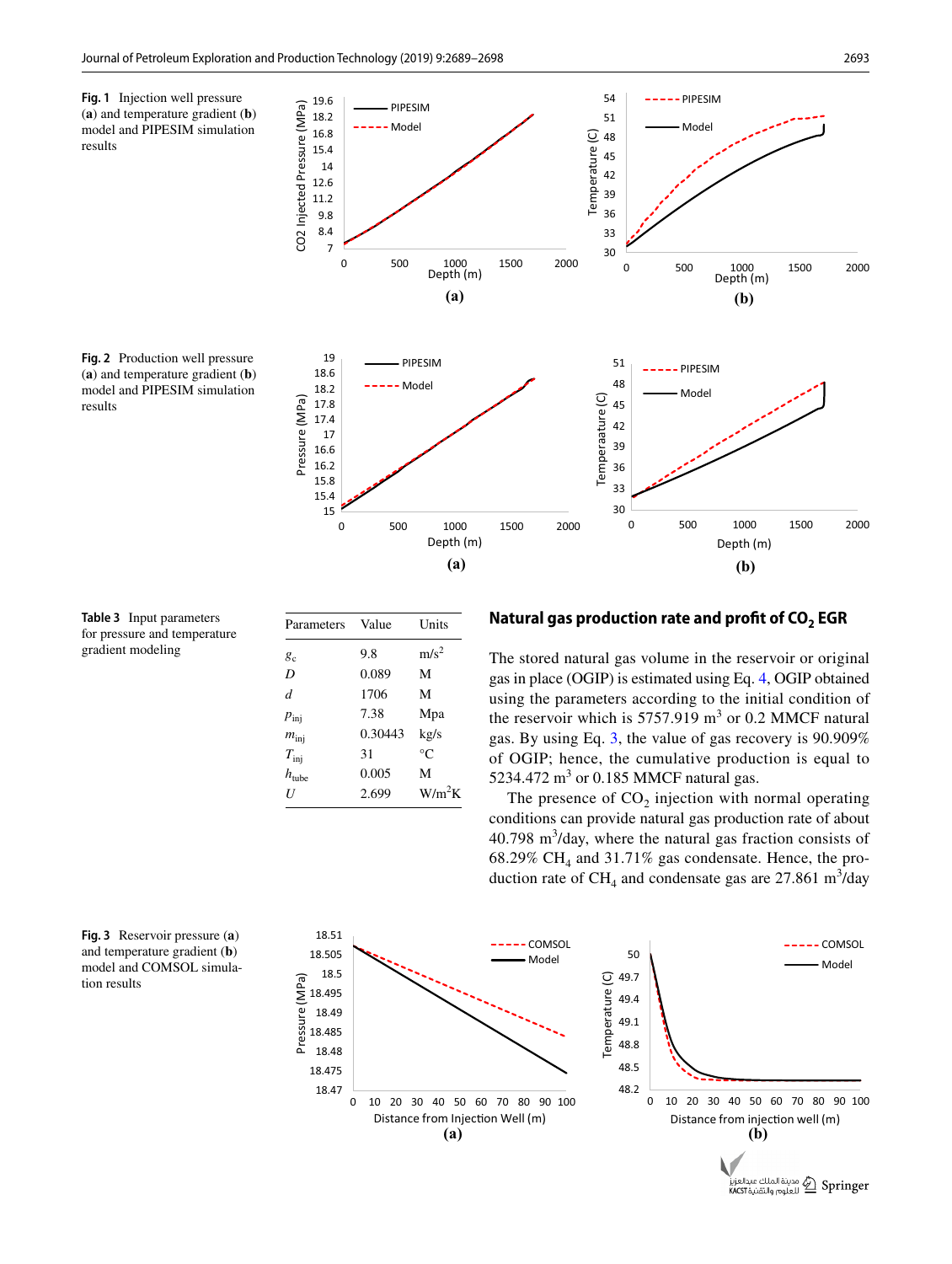**Fig. 1** Injection well pressure (**a**) and temperature gradient (**b**) model and PIPESIM simulation results

**Fig. 2** Production well pressure (**a**) and temperature gradient (**b**) model and PIPESIM simulation results

**Table 3** Input parameters for pressure and temperature gradient modeling

| Parameters | Value | Units |
|---|---|---|
| $g_c$ | 9.8 | m/s$^2$ |
| $D$ | 0.089 | M |
| $d$ | 1706 | M |
| $p_{inj}$ | 7.38 | Mpa |
| $m_{inj}$ | 0.30443 | kg/s |
| $T_{inj}$ | 31 | °C |
| $h_{tube}$ | 0.005 | M |
| $U$ | 2.699 | W/m$^2$K |

## Natural gas production rate and profit of $CO_2$ EGR

The stored natural gas volume in the reservoir or original gas in place (OGIP) is estimated using Eq. 4, OGIP obtained using the parameters according to the initial condition of the reservoir which is 5757.919 m$^3$ or 0.2 MMCF natural gas. By using Eq. 3, the value of gas recovery is 90.909% of OGIP; hence, the cumulative production is equal to 5234.472 m$^3$ or 0.185 MMCF natural gas.

The presence of $CO_2$ injection with normal operating conditions can provide natural gas production rate of about 40.798 m$^3$/day, where the natural gas fraction consists of 68.29% $CH_4$ and 31.71% gas condensate. Hence, the production rate of $CH_4$ and condensate gas are 27.861 m$^3$/day

**Fig. 3** Reservoir pressure (**a**) and temperature gradient (**b**) model and COMSOL simulation results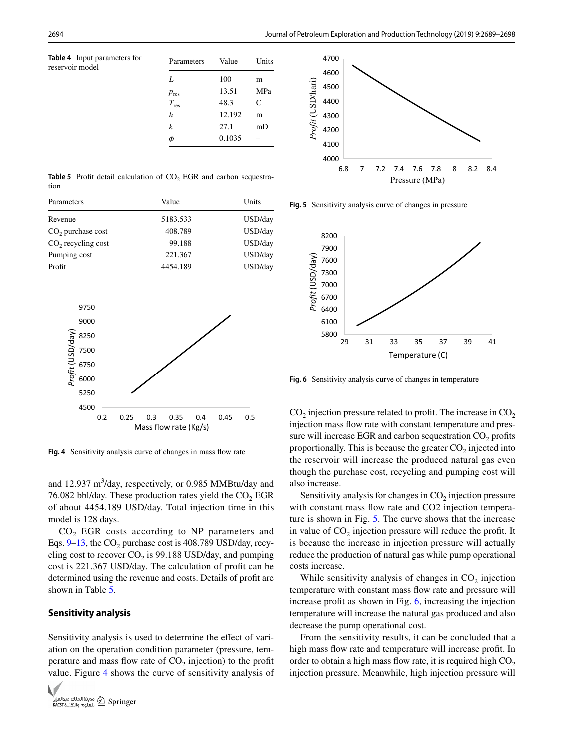**Table 4** Input parameters for reservoir model

| Parameters | Value | Units |
|---|---|---|
| $L$ | 100 | m |
| $p_{res}$ | 13.51 | MPa |
| $T_{res}$ | 48.3 | C |
| $h$ | 12.192 | m |
| $k$ | 27.1 | mD |
| $\phi$ | 0.1035 | – |

**Table 5** Profit detail calculation of $CO_2$ EGR and carbon sequestration

| Parameters | Value | Units |
|---|---|---|
| Revenue | 5183.533 | USD/day |
| $CO_2$ purchase cost | 408.789 | USD/day |
| $CO_2$ recycling cost | 99.188 | USD/day |
| Pumping cost | 221.367 | USD/day |
| Profit | 4454.189 | USD/day |

**Fig. 4** Sensitivity analysis curve of changes in mass flow rate

and 12.937 $m^3$/day, respectively, or 0.985 MMBtu/day and 76.082 bbl/day. These production rates yield the $CO_2$ EGR of about 4454.189 USD/day. Total injection time in this model is 128 days.

$CO_2$ EGR costs according to NP parameters and Eqs. 9–13, the $CO_2$ purchase cost is 408.789 USD/day, recycling cost to recover $CO_2$ is 99.188 USD/day, and pumping cost is 221.367 USD/day. The calculation of profit can be determined using the revenue and costs. Details of profit are shown in Table 5.

## Sensitivity analysis

Sensitivity analysis is used to determine the effect of variation on the operation condition parameter (pressure, temperature and mass flow rate of $CO_2$ injection) to the profit value. Figure 4 shows the curve of sensitivity analysis of

**Fig. 5** Sensitivity analysis curve of changes in pressure

**Fig. 6** Sensitivity analysis curve of changes in temperature

$CO_2$ injection pressure related to profit. The increase in $CO_2$ injection mass flow rate with constant temperature and pressure will increase EGR and carbon sequestration $CO_2$ profits proportionally. This is because the greater $CO_2$ injected into the reservoir will increase the produced natural gas even though the purchase cost, recycling and pumping cost will also increase.

Sensitivity analysis for changes in $CO_2$ injection pressure with constant mass flow rate and CO2 injection temperature is shown in Fig. 5. The curve shows that the increase in value of $CO_2$ injection pressure will reduce the profit. It is because the increase in injection pressure will actually reduce the production of natural gas while pump operational costs increase.

While sensitivity analysis of changes in $CO_2$ injection temperature with constant mass flow rate and pressure will increase profit as shown in Fig. 6, increasing the injection temperature will increase the natural gas produced and also decrease the pump operational cost.

From the sensitivity results, it can be concluded that a high mass flow rate and temperature will increase profit. In order to obtain a high mass flow rate, it is required high $CO_2$ injection pressure. Meanwhile, high injection pressure will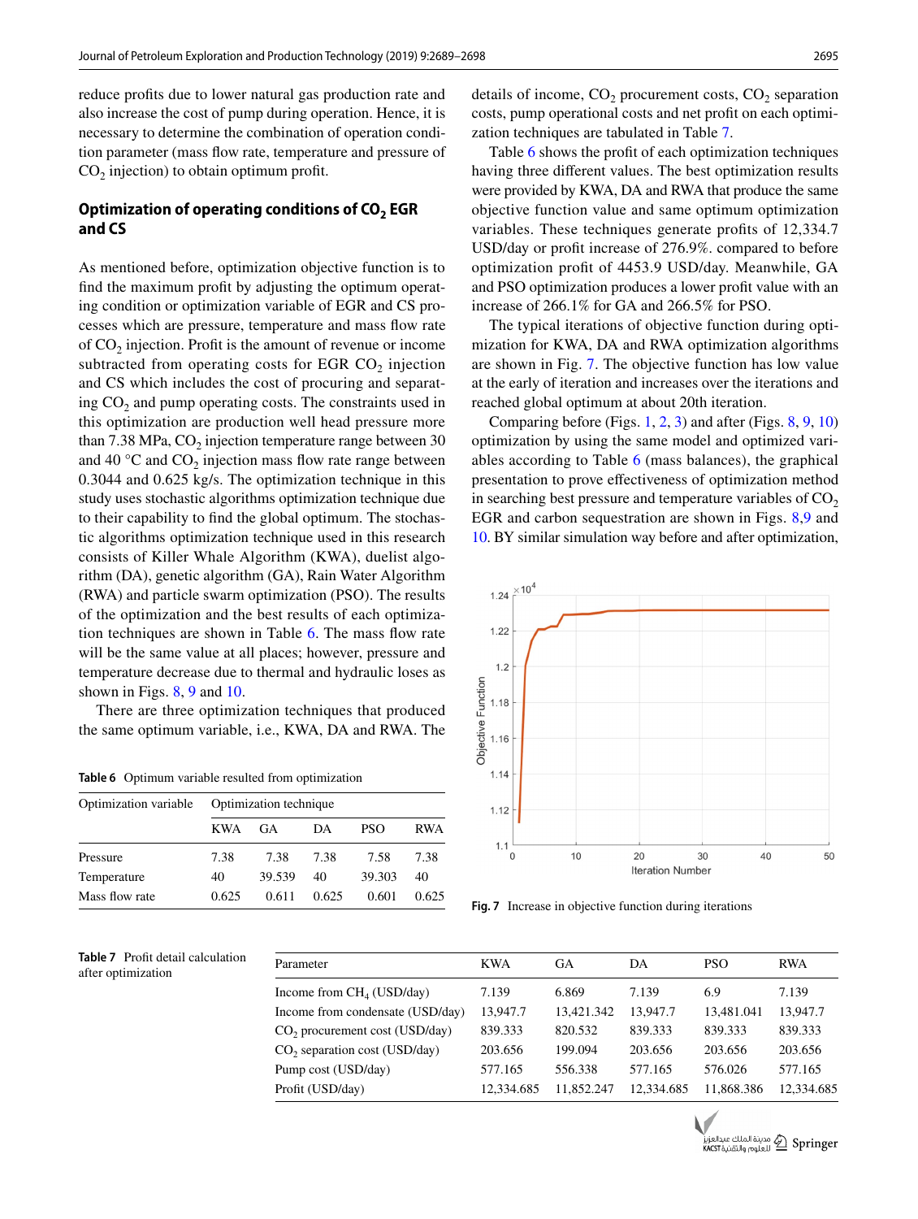reduce profits due to lower natural gas production rate and also increase the cost of pump during operation. Hence, it is necessary to determine the combination of operation condition parameter (mass flow rate, temperature and pressure of $CO_2$ injection) to obtain optimum profit.

## Optimization of operating conditions of $CO_2$ EGR and CS

As mentioned before, optimization objective function is to find the maximum profit by adjusting the optimum operating condition or optimization variable of EGR and CS processes which are pressure, temperature and mass flow rate of $CO_2$ injection. Profit is the amount of revenue or income subtracted from operating costs for EGR $CO_2$ injection and CS which includes the cost of procuring and separating $CO_2$ and pump operating costs. The constraints used in this optimization are production well head pressure more than 7.38 MPa, $CO_2$ injection temperature range between 30 and 40 °C and $CO_2$ injection mass flow rate range between 0.3044 and 0.625 kg/s. The optimization technique in this study uses stochastic algorithms optimization technique due to their capability to find the global optimum. The stochastic algorithms optimization technique used in this research consists of Killer Whale Algorithm (KWA), duelist algorithm (DA), genetic algorithm (GA), Rain Water Algorithm (RWA) and particle swarm optimization (PSO). The results of the optimization and the best results of each optimization techniques are shown in Table 6. The mass flow rate will be the same value at all places; however, pressure and temperature decrease due to thermal and hydraulic loses as shown in Figs. 8, 9 and 10.

There are three optimization techniques that produced the same optimum variable, i.e., KWA, DA and RWA. The details of income, $CO_2$ procurement costs, $CO_2$ separation costs, pump operational costs and net profit on each optimization techniques are tabulated in Table 7.

Table 6 shows the profit of each optimization techniques having three different values. The best optimization results were provided by KWA, DA and RWA that produce the same objective function value and same optimum optimization variables. These techniques generate profits of 12,334.7 USD/day or profit increase of 276.9%. compared to before optimization profit of 4453.9 USD/day. Meanwhile, GA and PSO optimization produces a lower profit value with an increase of 266.1% for GA and 266.5% for PSO.

The typical iterations of objective function during optimization for KWA, DA and RWA optimization algorithms are shown in Fig. 7. The objective function has low value at the early of iteration and increases over the iterations and reached global optimum at about 20th iteration.

Comparing before (Figs. 1, 2, 3) and after (Figs. 8, 9, 10) optimization by using the same model and optimized variables according to Table 6 (mass balances), the graphical presentation to prove effectiveness of optimization method in searching best pressure and temperature variables of $CO_2$ EGR and carbon sequestration are shown in Figs. 8,9 and 10. BY similar simulation way before and after optimization,

**Table 6** Optimum variable resulted from optimization

| Optimization variable | Optimization technique | | | | |
|---|---|---|---|---|---|
| | KWA | GA | DA | PSO | RWA |
| Pressure | 7.38 | 7.38 | 7.38 | 7.58 | 7.38 |
| Temperature | 40 | 39.539 | 40 | 39.303 | 40 |
| Mass flow rate | 0.625 | 0.611 | 0.625 | 0.601 | 0.625 |

Fig. 7 Increase in objective function during iterations

**Table 7** Profit detail calculation after optimization

| Parameter | KWA | GA | DA | PSO | RWA |
|---|---|---|---|---|---|
| Income from $CH_4$ (USD/day) | 7.139 | 6.869 | 7.139 | 6.9 | 7.139 |
| Income from condensate (USD/day) | 13,947.7 | 13,421.342 | 13,947.7 | 13,481.041 | 13,947.7 |
| $CO_2$ procurement cost (USD/day) | 839.333 | 820.532 | 839.333 | 839.333 | 839.333 |
| $CO_2$ separation cost (USD/day) | 203.656 | 199.094 | 203.656 | 203.656 | 203.656 |
| Pump cost (USD/day) | 577.165 | 556.338 | 577.165 | 576.026 | 577.165 |
| Profit (USD/day) | 12,334.685 | 11,852.247 | 12,334.685 | 11,868.386 | 12,334.685 |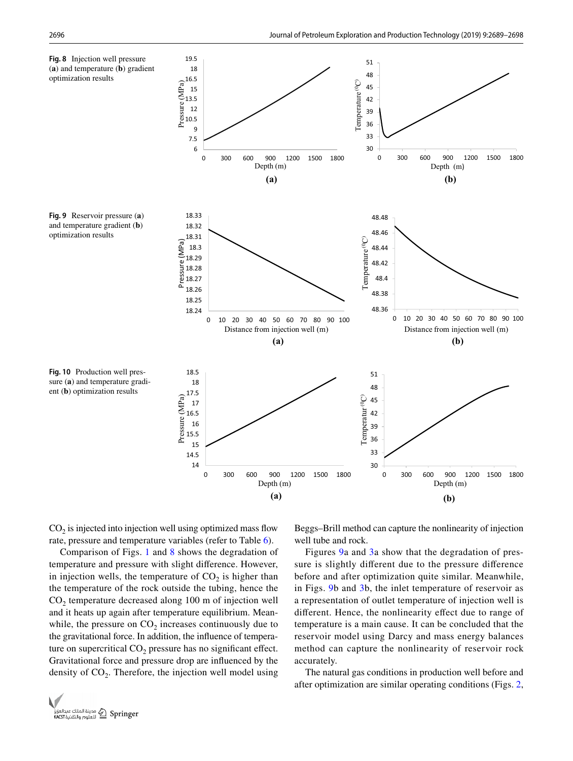Fig. 8 Injection well pressure (**a**) and temperature (**b**) gradient optimization results

Fig. 9 Reservoir pressure (**a**) and temperature gradient (**b**) optimization results

Fig. 10 Production well pressure (**a**) and temperature gradient (**b**) optimization results

$CO_2$ is injected into injection well using optimized mass flow rate, pressure and temperature variables (refer to Table 6).

Comparison of Figs. 1 and 8 shows the degradation of temperature and pressure with slight difference. However, in injection wells, the temperature of $CO_2$ is higher than the temperature of the rock outside the tubing, hence the $CO_2$ temperature decreased along 100 m of injection well and it heats up again after temperature equilibrium. Meanwhile, the pressure on $CO_2$ increases continuously due to the gravitational force. In addition, the influence of temperature on supercritical $CO_2$ pressure has no significant effect. Gravitational force and pressure drop are influenced by the density of $CO_2$. Therefore, the injection well model using Beggs–Brill method can capture the nonlinearity of injection well tube and rock.

Figures 9a and 3a show that the degradation of pressure is slightly different due to the pressure difference before and after optimization quite similar. Meanwhile, in Figs. 9b and 3b, the inlet temperature of reservoir as a representation of outlet temperature of injection well is different. Hence, the nonlinearity effect due to range of temperature is a main cause. It can be concluded that the reservoir model using Darcy and mass energy balances method can capture the nonlinearity of reservoir rock accurately.

The natural gas conditions in production well before and after optimization are similar operating conditions (Figs. 2,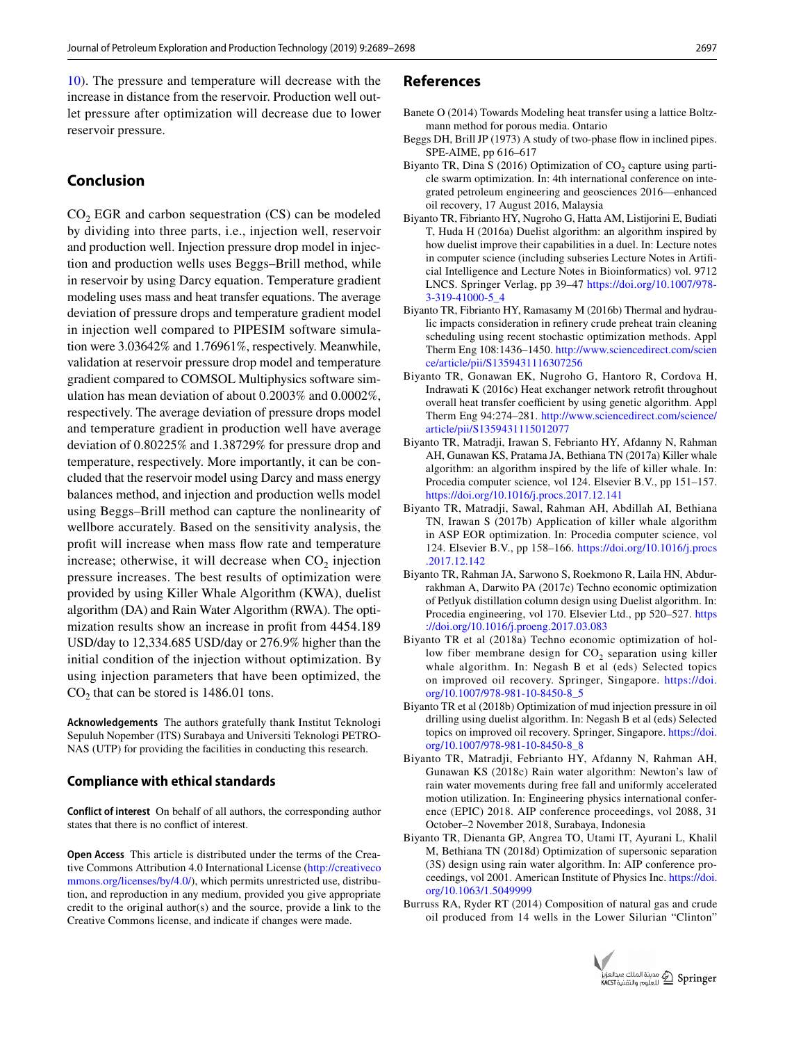10). The pressure and temperature will decrease with the increase in distance from the reservoir. Production well outlet pressure after optimization will decrease due to lower reservoir pressure.

## Conclusion

$CO_2$ EGR and carbon sequestration (CS) can be modeled by dividing into three parts, i.e., injection well, reservoir and production well. Injection pressure drop model in injection and production wells uses Beggs–Brill method, while in reservoir by using Darcy equation. Temperature gradient modeling uses mass and heat transfer equations. The average deviation of pressure drops and temperature gradient model in injection well compared to PIPESIM software simulation were 3.03642% and 1.76961%, respectively. Meanwhile, validation at reservoir pressure drop model and temperature gradient compared to COMSOL Multiphysics software simulation has mean deviation of about 0.2003% and 0.0002%, respectively. The average deviation of pressure drops model and temperature gradient in production well have average deviation of 0.80225% and 1.38729% for pressure drop and temperature, respectively. More importantly, it can be concluded that the reservoir model using Darcy and mass energy balances method, and injection and production wells model using Beggs–Brill method can capture the nonlinearity of wellbore accurately. Based on the sensitivity analysis, the profit will increase when mass flow rate and temperature increase; otherwise, it will decrease when $CO_2$ injection pressure increases. The best results of optimization were provided by using Killer Whale Algorithm (KWA), duelist algorithm (DA) and Rain Water Algorithm (RWA). The optimization results show an increase in profit from 4454.189 USD/day to 12,334.685 USD/day or 276.9% higher than the initial condition of the injection without optimization. By using injection parameters that have been optimized, the $CO_2$ that can be stored is 1486.01 tons.

**Acknowledgements** The authors gratefully thank Institut Teknologi Sepuluh Nopember (ITS) Surabaya and Universiti Teknologi PETRONAS (UTP) for providing the facilities in conducting this research.

### Compliance with ethical standards

**Conflict of interest** On behalf of all authors, the corresponding author states that there is no conflict of interest.

**Open Access** This article is distributed under the terms of the Creative Commons Attribution 4.0 International License (http://creativecommons.org/licenses/by/4.0/), which permits unrestricted use, distribution, and reproduction in any medium, provided you give appropriate credit to the original author(s) and the source, provide a link to the Creative Commons license, and indicate if changes were made.

## References

Banete O (2014) Towards Modeling heat transfer using a lattice Boltzmann method for porous media. Ontario

Beggs DH, Brill JP (1973) A study of two-phase flow in inclined pipes. SPE-AIME, pp 616–617

Biyanto TR, Dina S (2016) Optimization of $CO_2$ capture using particle swarm optimization. In: 4th international conference on integrated petroleum engineering and geosciences 2016—enhanced oil recovery, 17 August 2016, Malaysia

Biyanto TR, Fibrianto HY, Nugroho G, Hatta AM, Listijorini E, Budiati T, Huda H (2016a) Duelist algorithm: an algorithm inspired by how duelist improve their capabilities in a duel. In: Lecture notes in computer science (including subseries Lecture Notes in Artificial Intelligence and Lecture Notes in Bioinformatics) vol. 9712 LNCS. Springer Verlag, pp 39–47 https://doi.org/10.1007/978-3-319-41000-5_4

Biyanto TR, Fibrianto HY, Ramasamy M (2016b) Thermal and hydraulic impacts consideration in refinery crude preheat train cleaning scheduling using recent stochastic optimization methods. Appl Therm Eng 108:1436–1450. http://www.sciencedirect.com/science/article/pii/S1359431116307256

Biyanto TR, Gonawan EK, Nugroho G, Hantoro R, Cordova H, Indrawati K (2016c) Heat exchanger network retrofit throughout overall heat transfer coefficient by using genetic algorithm. Appl Therm Eng 94:274–281. http://www.sciencedirect.com/science/article/pii/S1359431115012077

Biyanto TR, Matradji, Irawan S, Febrianto HY, Afdanny N, Rahman AH, Gunawan KS, Pratama JA, Bethiana TN (2017a) Killer whale algorithm: an algorithm inspired by the life of killer whale. In: Procedia computer science, vol 124. Elsevier B.V., pp 151–157. https://doi.org/10.1016/j.procs.2017.12.141

Biyanto TR, Matradji, Sawal, Rahman AH, Abdillah AI, Bethiana TN, Irawan S (2017b) Application of killer whale algorithm in ASP EOR optimization. In: Procedia computer science, vol 124. Elsevier B.V., pp 158–166. https://doi.org/10.1016/j.procs.2017.12.142

Biyanto TR, Rahman JA, Sarwono S, Roekmono R, Laila HN, Abdurrakhman A, Darwito PA (2017c) Techno economic optimization of Petlyuk distillation column design using Duelist algorithm. In: Procedia engineering, vol 170. Elsevier Ltd., pp 520–527. https://doi.org/10.1016/j.proeng.2017.03.083

Biyanto TR et al (2018a) Techno economic optimization of hollow fiber membrane design for $CO_2$ separation using killer whale algorithm. In: Negash B et al (eds) Selected topics on improved oil recovery. Springer, Singapore. https://doi.org/10.1007/978-981-10-8450-8_5

Biyanto TR et al (2018b) Optimization of mud injection pressure in oil drilling using duelist algorithm. In: Negash B et al (eds) Selected topics on improved oil recovery. Springer, Singapore. https://doi.org/10.1007/978-981-10-8450-8_8

Biyanto TR, Matradji, Febrianto HY, Afdanny N, Rahman AH, Gunawan KS (2018c) Rain water algorithm: Newton's law of rain water movements during free fall and uniformly accelerated motion utilization. In: Engineering physics international conference (EPIC) 2018. AIP conference proceedings, vol 2088, 31 October–2 November 2018, Surabaya, Indonesia

Biyanto TR, Dienanta GP, Angrea TO, Utami IT, Ayurani L, Khalil M, Bethiana TN (2018d) Optimization of supersonic separation (3S) design using rain water algorithm. In: AIP conference proceedings, vol 2001. American Institute of Physics Inc. https://doi.org/10.1063/1.5049999

Burruss RA, Ryder RT (2014) Composition of natural gas and crude oil produced from 14 wells in the Lower Silurian "Clinton"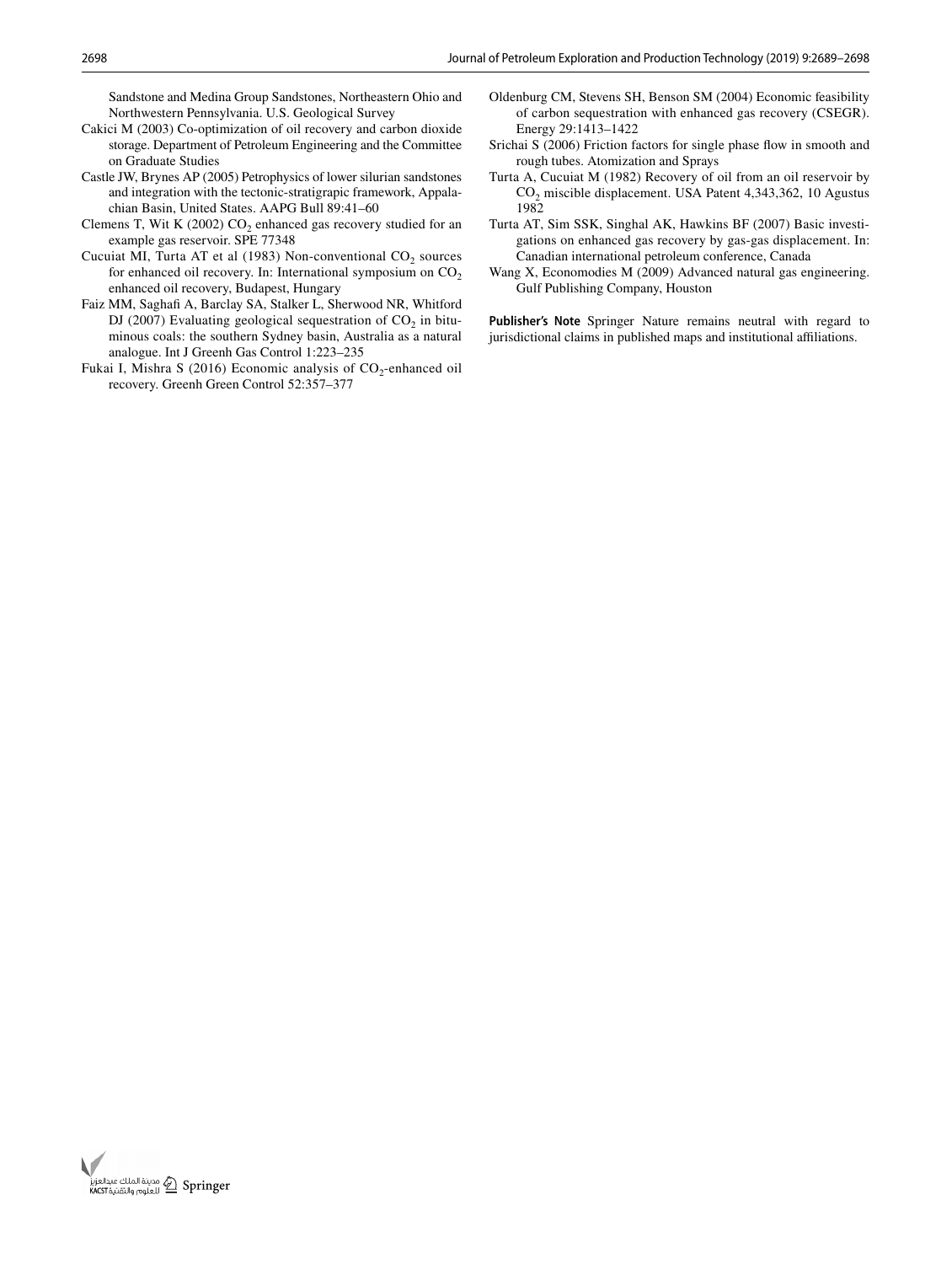Sandstone and Medina Group Sandstones, Northeastern Ohio and Northwestern Pennsylvania. U.S. Geological Survey

Cakici M (2003) Co-optimization of oil recovery and carbon dioxide storage. Department of Petroleum Engineering and the Committee on Graduate Studies

Castle JW, Brynes AP (2005) Petrophysics of lower silurian sandstones and integration with the tectonic-stratigrapic framework, Appalachian Basin, United States. AAPG Bull 89:41–60

Clemens T, Wit K (2002) $CO_2$ enhanced gas recovery studied for an example gas reservoir. SPE 77348

Cucuiat MI, Turta AT et al (1983) Non-conventional $CO_2$ sources for enhanced oil recovery. In: International symposium on $CO_2$ enhanced oil recovery, Budapest, Hungary

Faiz MM, Saghafi A, Barclay SA, Stalker L, Sherwood NR, Whitford DJ (2007) Evaluating geological sequestration of $CO_2$ in bituminous coals: the southern Sydney basin, Australia as a natural analogue. Int J Greenh Gas Control 1:223–235

Fukai I, Mishra S (2016) Economic analysis of $CO_2$-enhanced oil recovery. Greenh Green Control 52:357–377

Oldenburg CM, Stevens SH, Benson SM (2004) Economic feasibility of carbon sequestration with enhanced gas recovery (CSEGR). Energy 29:1413–1422

Srichai S (2006) Friction factors for single phase flow in smooth and rough tubes. Atomization and Sprays

Turta A, Cucuiat M (1982) Recovery of oil from an oil reservoir by $CO_2$ miscible displacement. USA Patent 4,343,362, 10 Agustus 1982

Turta AT, Sim SSK, Singhal AK, Hawkins BF (2007) Basic investigations on enhanced gas recovery by gas-gas displacement. In: Canadian international petroleum conference, Canada

Wang X, Economodies M (2009) Advanced natural gas engineering. Gulf Publishing Company, Houston

**Publisher's Note** Springer Nature remains neutral with regard to jurisdictional claims in published maps and institutional affiliations.